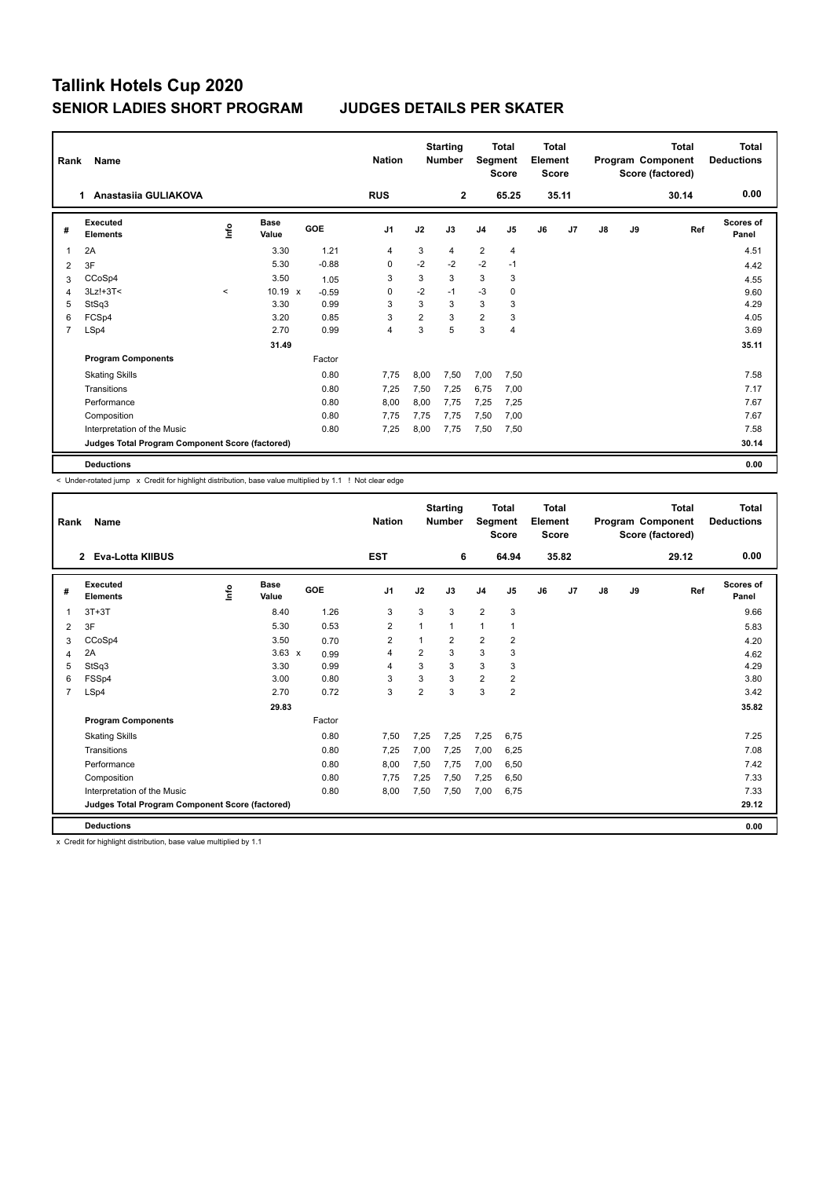# Tallink Hotels Cup 2020

## SENIOR LADIES SHORT PROGRAM JUDGES DETAILS PER SKATER

| Rank | Name | Nation | Starting Number | Total Segment Score | Total Element Score | Total Program Component Score (factored) | Total Deductions |
|---|---|---|---|---|---|---|---|
| 1 | Anastasiia GULIAKOVA | RUS | 2 | 65.25 | 35.11 | 30.14 | 0.00 |

| # | Executed Elements | Info | Base Value | | GOE | J1 | J2 | J3 | J4 | J5 | J6 | J7 | J8 | J9 | Ref | Scores of Panel |
|---|---|---|---|---|---|---|---|---|---|---|---|---|---|---|---|---|
| 1 | 2A | | 3.30 | | 1.21 | 4 | 3 | 4 | 2 | 4 | | | | | | 4.51 |
| 2 | 3F | | 5.30 | | -0.88 | 0 | -2 | -2 | -2 | -1 | | | | | | 4.42 |
| 3 | CCoSp4 | | 3.50 | | 1.05 | 3 | 3 | 3 | 3 | 3 | | | | | | 4.55 |
| 4 | 3Lz!+3T< | < | 10.19 | x | -0.59 | 0 | -2 | -1 | -3 | 0 | | | | | | 9.60 |
| 5 | StSq3 | | 3.30 | | 0.99 | 3 | 3 | 3 | 3 | 3 | | | | | | 4.29 |
| 6 | FCSp4 | | 3.20 | | 0.85 | 3 | 2 | 3 | 2 | 3 | | | | | | 4.05 |
| 7 | LSp4 | | 2.70 | | 0.99 | 4 | 3 | 5 | 3 | 4 | | | | | | 3.69 |
| | | | 31.49 | | | | | | | | | | | | | 35.11 |
| | **Program Components** | | | | Factor | | | | | | | | | | | |
| | Skating Skills | | | | 0.80 | 7,75 | 8,00 | 7,50 | 7,00 | 7,50 | | | | | | 7.58 |
| | Transitions | | | | 0.80 | 7,25 | 7,50 | 7,25 | 6,75 | 7,00 | | | | | | 7.17 |
| | Performance | | | | 0.80 | 8,00 | 8,00 | 7,75 | 7,25 | 7,25 | | | | | | 7.67 |
| | Composition | | | | 0.80 | 7,75 | 7,75 | 7,75 | 7,50 | 7,00 | | | | | | 7.67 |
| | Interpretation of the Music | | | | 0.80 | 7,25 | 8,00 | 7,75 | 7,50 | 7,50 | | | | | | 7.58 |
| | **Judges Total Program Component Score (factored)** | | | | | | | | | | | | | | | 30.14 |
| | **Deductions** | | | | | | | | | | | | | | | 0.00 |

< Under-rotated jump x Credit for highlight distribution, base value multiplied by 1.1 ! Not clear edge

| Rank | Name | Nation | Starting Number | Total Segment Score | Total Element Score | Total Program Component Score (factored) | Total Deductions |
|---|---|---|---|---|---|---|---|
| 2 | Eva-Lotta KIIBUS | EST | 6 | 64.94 | 35.82 | 29.12 | 0.00 |

| # | Executed Elements | Info | Base Value | | GOE | J1 | J2 | J3 | J4 | J5 | J6 | J7 | J8 | J9 | Ref | Scores of Panel |
|---|---|---|---|---|---|---|---|---|---|---|---|---|---|---|---|---|
| 1 | 3T+3T | | 8.40 | | 1.26 | 3 | 3 | 3 | 2 | 3 | | | | | | 9.66 |
| 2 | 3F | | 5.30 | | 0.53 | 2 | 1 | 1 | 1 | 1 | | | | | | 5.83 |
| 3 | CCoSp4 | | 3.50 | | 0.70 | 2 | 1 | 2 | 2 | 2 | | | | | | 4.20 |
| 4 | 2A | | 3.63 | x | 0.99 | 4 | 2 | 3 | 3 | 3 | | | | | | 4.62 |
| 5 | StSq3 | | 3.30 | | 0.99 | 4 | 3 | 3 | 3 | 3 | | | | | | 4.29 |
| 6 | FSSp4 | | 3.00 | | 0.80 | 3 | 3 | 3 | 2 | 2 | | | | | | 3.80 |
| 7 | LSp4 | | 2.70 | | 0.72 | 3 | 2 | 3 | 3 | 2 | | | | | | 3.42 |
| | | | 29.83 | | | | | | | | | | | | | 35.82 |
| | **Program Components** | | | | Factor | | | | | | | | | | | |
| | Skating Skills | | | | 0.80 | 7,50 | 7,25 | 7,25 | 7,25 | 6,75 | | | | | | 7.25 |
| | Transitions | | | | 0.80 | 7,25 | 7,00 | 7,25 | 7,00 | 6,25 | | | | | | 7.08 |
| | Performance | | | | 0.80 | 8,00 | 7,50 | 7,75 | 7,00 | 6,50 | | | | | | 7.42 |
| | Composition | | | | 0.80 | 7,75 | 7,25 | 7,50 | 7,25 | 6,50 | | | | | | 7.33 |
| | Interpretation of the Music | | | | 0.80 | 8,00 | 7,50 | 7,50 | 7,00 | 6,75 | | | | | | 7.33 |
| | **Judges Total Program Component Score (factored)** | | | | | | | | | | | | | | | 29.12 |
| | **Deductions** | | | | | | | | | | | | | | | 0.00 |

x Credit for highlight distribution, base value multiplied by 1.1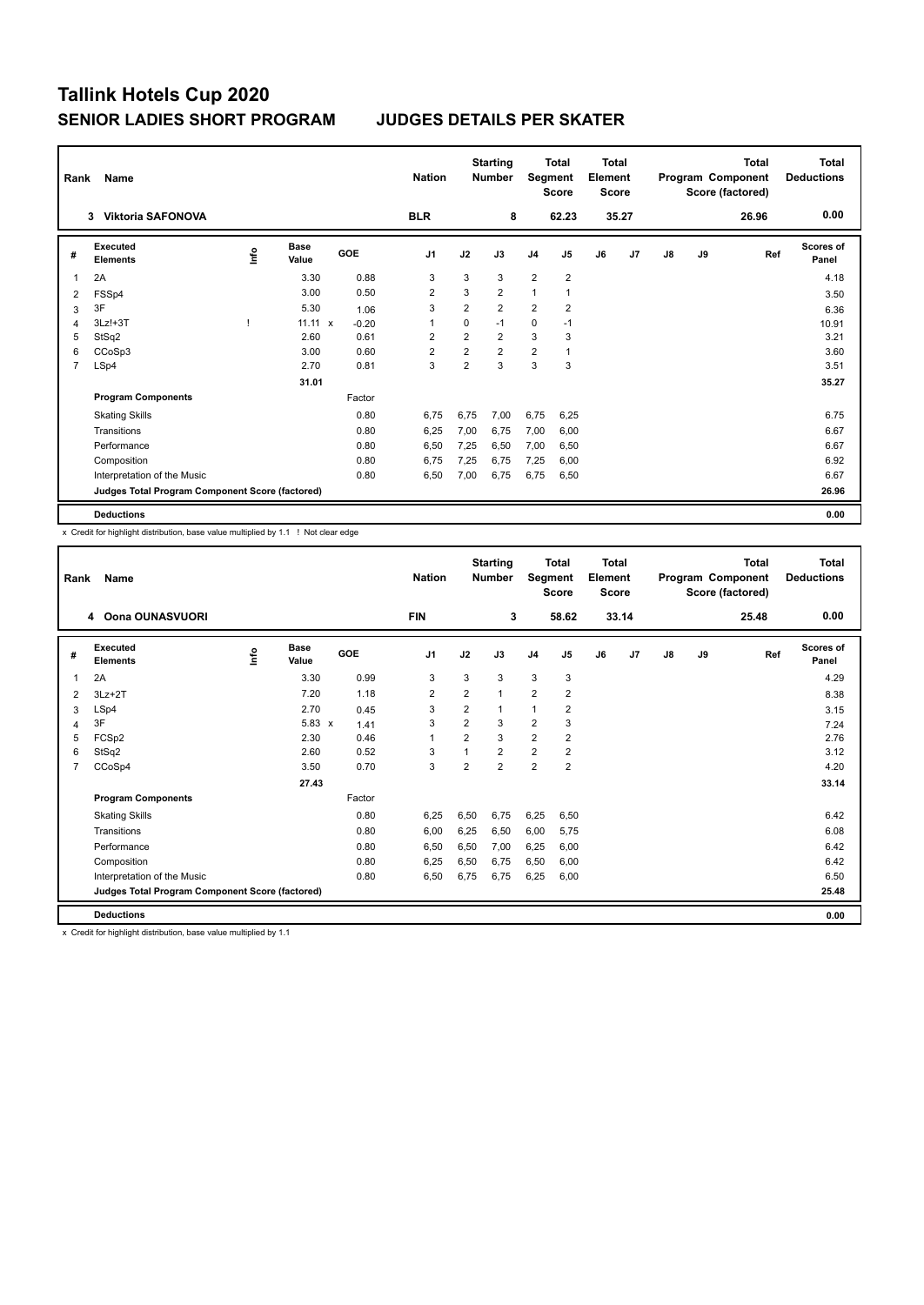# Tallink Hotels Cup 2020

## SENIOR LADIES SHORT PROGRAM — JUDGES DETAILS PER SKATER

| Rank | Name | Nation | Starting Number | Total Segment Score | Total Element Score | Total Program Component Score (factored) | Total Deductions |
|---|---|---|---|---|---|---|---|
| 3 | Viktoria SAFONOVA | BLR | 8 | 62.23 | 35.27 | 26.96 | 0.00 |

| # | Executed Elements | Info | Base Value | | GOE | J1 | J2 | J3 | J4 | J5 | J6 | J7 | J8 | J9 | Ref | Scores of Panel |
|---|---|---|---|---|---|---|---|---|---|---|---|---|---|---|---|---|
| 1 | 2A | | 3.30 | | 0.88 | 3 | 3 | 3 | 2 | 2 | | | | | | 4.18 |
| 2 | FSSp4 | | 3.00 | | 0.50 | 2 | 3 | 2 | 1 | 1 | | | | | | 3.50 |
| 3 | 3F | | 5.30 | | 1.06 | 3 | 2 | 2 | 2 | 2 | | | | | | 6.36 |
| 4 | 3Lz!+3T | ! | 11.11 | x | -0.20 | 1 | 0 | -1 | 0 | -1 | | | | | | 10.91 |
| 5 | StSq2 | | 2.60 | | 0.61 | 2 | 2 | 2 | 3 | 3 | | | | | | 3.21 |
| 6 | CCoSp3 | | 3.00 | | 0.60 | 2 | 2 | 2 | 2 | 1 | | | | | | 3.60 |
| 7 | LSp4 | | 2.70 | | 0.81 | 3 | 2 | 3 | 3 | 3 | | | | | | 3.51 |
| | | | 31.01 | | | | | | | | | | | | | 35.27 |
| | **Program Components** | | | | Factor | | | | | | | | | | | |
| | Skating Skills | | | | 0.80 | 6,75 | 6,75 | 7,00 | 6,75 | 6,25 | | | | | | 6.75 |
| | Transitions | | | | 0.80 | 6,25 | 7,00 | 6,75 | 7,00 | 6,00 | | | | | | 6.67 |
| | Performance | | | | 0.80 | 6,50 | 7,25 | 6,50 | 7,00 | 6,50 | | | | | | 6.67 |
| | Composition | | | | 0.80 | 6,75 | 7,25 | 6,75 | 7,25 | 6,00 | | | | | | 6.92 |
| | Interpretation of the Music | | | | 0.80 | 6,50 | 7,00 | 6,75 | 6,75 | 6,50 | | | | | | 6.67 |
| | **Judges Total Program Component Score (factored)** | | | | | | | | | | | | | | | 26.96 |
| | **Deductions** | | | | | | | | | | | | | | | 0.00 |

x Credit for highlight distribution, base value multiplied by 1.1 ! Not clear edge

| Rank | Name | Nation | Starting Number | Total Segment Score | Total Element Score | Total Program Component Score (factored) | Total Deductions |
|---|---|---|---|---|---|---|---|
| 4 | Oona OUNASVUORI | FIN | 3 | 58.62 | 33.14 | 25.48 | 0.00 |

| # | Executed Elements | Info | Base Value | | GOE | J1 | J2 | J3 | J4 | J5 | J6 | J7 | J8 | J9 | Ref | Scores of Panel |
|---|---|---|---|---|---|---|---|---|---|---|---|---|---|---|---|---|
| 1 | 2A | | 3.30 | | 0.99 | 3 | 3 | 3 | 3 | 3 | | | | | | 4.29 |
| 2 | 3Lz+2T | | 7.20 | | 1.18 | 2 | 2 | 1 | 2 | 2 | | | | | | 8.38 |
| 3 | LSp4 | | 2.70 | | 0.45 | 3 | 2 | 1 | 1 | 2 | | | | | | 3.15 |
| 4 | 3F | | 5.83 | x | 1.41 | 3 | 2 | 3 | 2 | 3 | | | | | | 7.24 |
| 5 | FCSp2 | | 2.30 | | 0.46 | 1 | 2 | 3 | 2 | 2 | | | | | | 2.76 |
| 6 | StSq2 | | 2.60 | | 0.52 | 3 | 1 | 2 | 2 | 2 | | | | | | 3.12 |
| 7 | CCoSp4 | | 3.50 | | 0.70 | 3 | 2 | 2 | 2 | 2 | | | | | | 4.20 |
| | | | 27.43 | | | | | | | | | | | | | 33.14 |
| | **Program Components** | | | | Factor | | | | | | | | | | | |
| | Skating Skills | | | | 0.80 | 6,25 | 6,50 | 6,75 | 6,25 | 6,50 | | | | | | 6.42 |
| | Transitions | | | | 0.80 | 6,00 | 6,25 | 6,50 | 6,00 | 5,75 | | | | | | 6.08 |
| | Performance | | | | 0.80 | 6,50 | 6,50 | 7,00 | 6,25 | 6,00 | | | | | | 6.42 |
| | Composition | | | | 0.80 | 6,25 | 6,50 | 6,75 | 6,50 | 6,00 | | | | | | 6.42 |
| | Interpretation of the Music | | | | 0.80 | 6,50 | 6,75 | 6,75 | 6,25 | 6,00 | | | | | | 6.50 |
| | **Judges Total Program Component Score (factored)** | | | | | | | | | | | | | | | 25.48 |
| | **Deductions** | | | | | | | | | | | | | | | 0.00 |

x Credit for highlight distribution, base value multiplied by 1.1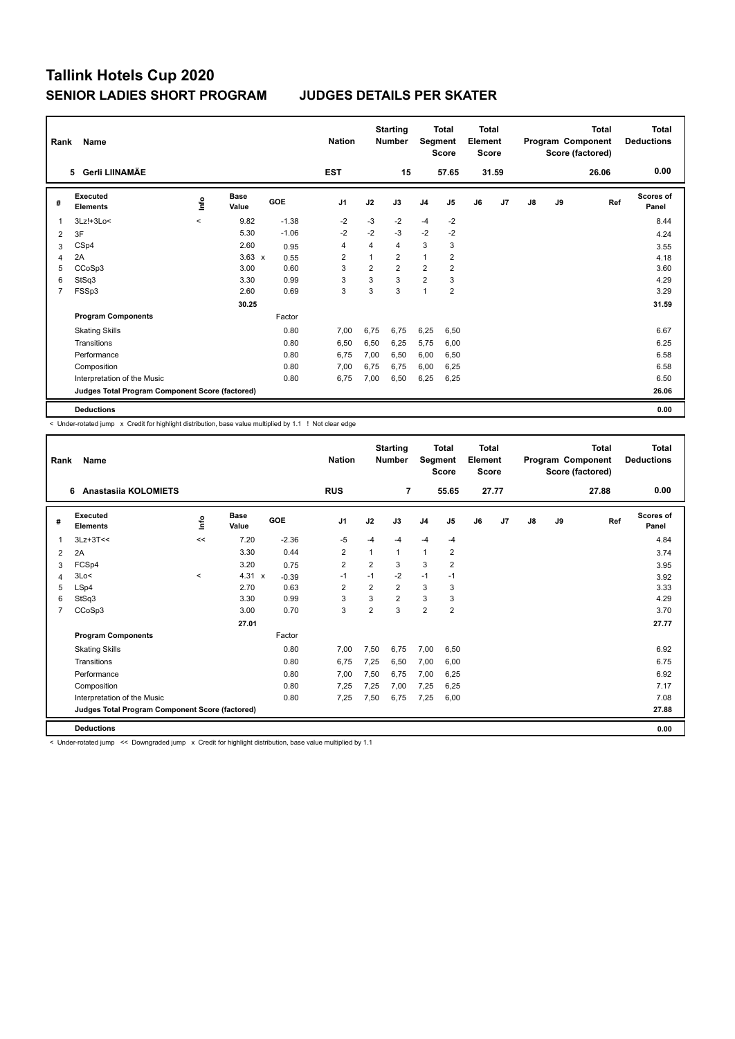# Tallink Hotels Cup 2020

## SENIOR LADIES SHORT PROGRAM — JUDGES DETAILS PER SKATER

| Rank | Name | Nation | Starting Number | Total Segment Score | Total Element Score | Total Program Component Score (factored) | Total Deductions |
|---|---|---|---|---|---|---|---|
| 5 | Gerli LIINAMÄE | EST | 15 | 57.65 | 31.59 | 26.06 | 0.00 |

| # | Executed Elements | Info | Base Value | | GOE | J1 | J2 | J3 | J4 | J5 | J6 | J7 | J8 | J9 | Ref | Scores of Panel |
|---|---|---|---|---|---|---|---|---|---|---|---|---|---|---|---|---|
| 1 | 3Lz!+3Lo< | < | 9.82 | | -1.38 | -2 | -3 | -2 | -4 | -2 | | | | | | 8.44 |
| 2 | 3F | | 5.30 | | -1.06 | -2 | -2 | -3 | -2 | -2 | | | | | | 4.24 |
| 3 | CSp4 | | 2.60 | | 0.95 | 4 | 4 | 4 | 3 | 3 | | | | | | 3.55 |
| 4 | 2A | | 3.63 | x | 0.55 | 2 | 1 | 2 | 1 | 2 | | | | | | 4.18 |
| 5 | CCoSp3 | | 3.00 | | 0.60 | 3 | 2 | 2 | 2 | 2 | | | | | | 3.60 |
| 6 | StSq3 | | 3.30 | | 0.99 | 3 | 3 | 3 | 2 | 3 | | | | | | 4.29 |
| 7 | FSSp3 | | 2.60 | | 0.69 | 3 | 3 | 3 | 1 | 2 | | | | | | 3.29 |
| | | | 30.25 | | | | | | | | | | | | | 31.59 |
| | **Program Components** | | | | Factor | | | | | | | | | | | |
| | Skating Skills | | | | 0.80 | 7,00 | 6,75 | 6,75 | 6,25 | 6,50 | | | | | | 6.67 |
| | Transitions | | | | 0.80 | 6,50 | 6,50 | 6,25 | 5,75 | 6,00 | | | | | | 6.25 |
| | Performance | | | | 0.80 | 6,75 | 7,00 | 6,50 | 6,00 | 6,50 | | | | | | 6.58 |
| | Composition | | | | 0.80 | 7,00 | 6,75 | 6,75 | 6,00 | 6,25 | | | | | | 6.58 |
| | Interpretation of the Music | | | | 0.80 | 6,75 | 7,00 | 6,50 | 6,25 | 6,25 | | | | | | 6.50 |
| | **Judges Total Program Component Score (factored)** | | | | | | | | | | | | | | | 26.06 |
| | **Deductions** | | | | | | | | | | | | | | | 0.00 |

< Under-rotated jump x Credit for highlight distribution, base value multiplied by 1.1 ! Not clear edge

| Rank | Name | Nation | Starting Number | Total Segment Score | Total Element Score | Total Program Component Score (factored) | Total Deductions |
|---|---|---|---|---|---|---|---|
| 6 | Anastasiia KOLOMIETS | RUS | 7 | 55.65 | 27.77 | 27.88 | 0.00 |

| # | Executed Elements | Info | Base Value | | GOE | J1 | J2 | J3 | J4 | J5 | J6 | J7 | J8 | J9 | Ref | Scores of Panel |
|---|---|---|---|---|---|---|---|---|---|---|---|---|---|---|---|---|
| 1 | 3Lz+3T<< | << | 7.20 | | -2.36 | -5 | -4 | -4 | -4 | -4 | | | | | | 4.84 |
| 2 | 2A | | 3.30 | | 0.44 | 2 | 1 | 1 | 1 | 2 | | | | | | 3.74 |
| 3 | FCSp4 | | 3.20 | | 0.75 | 2 | 2 | 3 | 3 | 2 | | | | | | 3.95 |
| 4 | 3Lo< | < | 4.31 | x | -0.39 | -1 | -1 | -2 | -1 | -1 | | | | | | 3.92 |
| 5 | LSp4 | | 2.70 | | 0.63 | 2 | 2 | 2 | 3 | 3 | | | | | | 3.33 |
| 6 | StSq3 | | 3.30 | | 0.99 | 3 | 3 | 2 | 3 | 3 | | | | | | 4.29 |
| 7 | CCoSp3 | | 3.00 | | 0.70 | 3 | 2 | 3 | 2 | 2 | | | | | | 3.70 |
| | | | 27.01 | | | | | | | | | | | | | 27.77 |
| | **Program Components** | | | | Factor | | | | | | | | | | | |
| | Skating Skills | | | | 0.80 | 7,00 | 7,50 | 6,75 | 7,00 | 6,50 | | | | | | 6.92 |
| | Transitions | | | | 0.80 | 6,75 | 7,25 | 6,50 | 7,00 | 6,00 | | | | | | 6.75 |
| | Performance | | | | 0.80 | 7,00 | 7,50 | 6,75 | 7,00 | 6,25 | | | | | | 6.92 |
| | Composition | | | | 0.80 | 7,25 | 7,25 | 7,00 | 7,25 | 6,25 | | | | | | 7.17 |
| | Interpretation of the Music | | | | 0.80 | 7,25 | 7,50 | 6,75 | 7,25 | 6,00 | | | | | | 7.08 |
| | **Judges Total Program Component Score (factored)** | | | | | | | | | | | | | | | 27.88 |
| | **Deductions** | | | | | | | | | | | | | | | 0.00 |

< Under-rotated jump << Downgraded jump x Credit for highlight distribution, base value multiplied by 1.1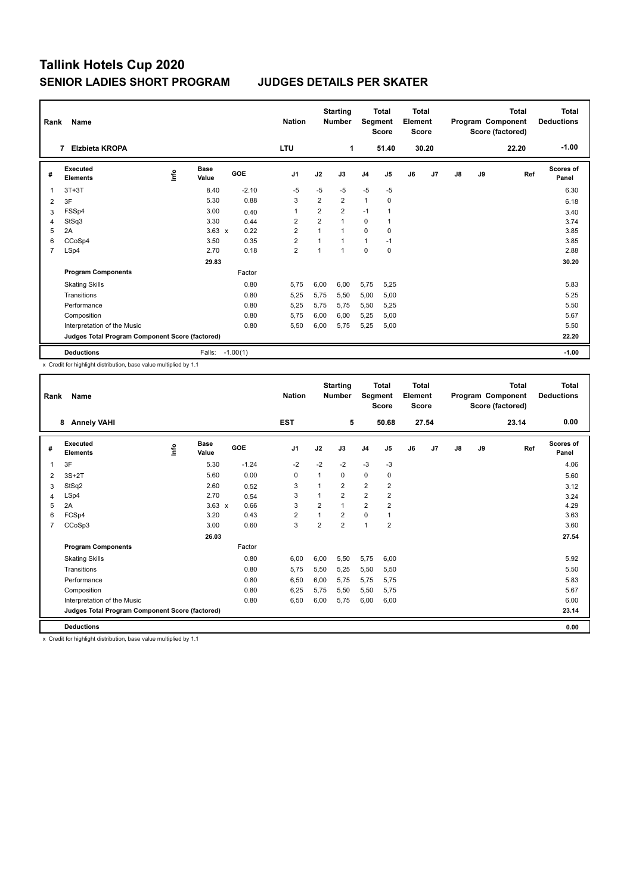# Tallink Hotels Cup 2020

## SENIOR LADIES SHORT PROGRAM — JUDGES DETAILS PER SKATER

| Rank | Name | Nation | Starting Number | Total Segment Score | Total Element Score | Total Program Component Score (factored) | Total Deductions |
|---|---|---|---|---|---|---|---|
| 7 | Elzbieta KROPA | LTU | 1 | 51.40 | 30.20 | 22.20 | -1.00 |

| # | Executed Elements | Info | Base Value | | GOE | J1 | J2 | J3 | J4 | J5 | J6 | J7 | J8 | J9 | Ref | Scores of Panel |
|---|---|---|---|---|---|---|---|---|---|---|---|---|---|---|---|---|
| 1 | 3T+3T | | 8.40 | | -2.10 | -5 | -5 | -5 | -5 | -5 | | | | | | 6.30 |
| 2 | 3F | | 5.30 | | 0.88 | 3 | 2 | 2 | 1 | 0 | | | | | | 6.18 |
| 3 | FSSp4 | | 3.00 | | 0.40 | 1 | 2 | 2 | -1 | 1 | | | | | | 3.40 |
| 4 | StSq3 | | 3.30 | | 0.44 | 2 | 2 | 1 | 0 | 1 | | | | | | 3.74 |
| 5 | 2A | | 3.63 | x | 0.22 | 2 | 1 | 1 | 0 | 0 | | | | | | 3.85 |
| 6 | CCoSp4 | | 3.50 | | 0.35 | 2 | 1 | 1 | 1 | -1 | | | | | | 3.85 |
| 7 | LSp4 | | 2.70 | | 0.18 | 2 | 1 | 1 | 0 | 0 | | | | | | 2.88 |
| | | | 29.83 | | | | | | | | | | | | | 30.20 |
| | **Program Components** | | | | Factor | | | | | | | | | | | |
| | Skating Skills | | | | 0.80 | 5,75 | 6,00 | 6,00 | 5,75 | 5,25 | | | | | | 5.83 |
| | Transitions | | | | 0.80 | 5,25 | 5,75 | 5,50 | 5,00 | 5,00 | | | | | | 5.25 |
| | Performance | | | | 0.80 | 5,25 | 5,75 | 5,75 | 5,50 | 5,25 | | | | | | 5.50 |
| | Composition | | | | 0.80 | 5,75 | 6,00 | 6,00 | 5,25 | 5,00 | | | | | | 5.67 |
| | Interpretation of the Music | | | | 0.80 | 5,50 | 6,00 | 5,75 | 5,25 | 5,00 | | | | | | 5.50 |
| | **Judges Total Program Component Score (factored)** | | | | | | | | | | | | | | | 22.20 |
| | **Deductions** | | Falls: | | -1.00(1) | | | | | | | | | | | -1.00 |

x Credit for highlight distribution, base value multiplied by 1.1

| Rank | Name | Nation | Starting Number | Total Segment Score | Total Element Score | Total Program Component Score (factored) | Total Deductions |
|---|---|---|---|---|---|---|---|
| 8 | Annely VAHI | EST | 5 | 50.68 | 27.54 | 23.14 | 0.00 |

| # | Executed Elements | Info | Base Value | | GOE | J1 | J2 | J3 | J4 | J5 | J6 | J7 | J8 | J9 | Ref | Scores of Panel |
|---|---|---|---|---|---|---|---|---|---|---|---|---|---|---|---|---|
| 1 | 3F | | 5.30 | | -1.24 | -2 | -2 | -2 | -3 | -3 | | | | | | 4.06 |
| 2 | 3S+2T | | 5.60 | | 0.00 | 0 | 1 | 0 | 0 | 0 | | | | | | 5.60 |
| 3 | StSq2 | | 2.60 | | 0.52 | 3 | 1 | 2 | 2 | 2 | | | | | | 3.12 |
| 4 | LSp4 | | 2.70 | | 0.54 | 3 | 1 | 2 | 2 | 2 | | | | | | 3.24 |
| 5 | 2A | | 3.63 | x | 0.66 | 3 | 2 | 1 | 2 | 2 | | | | | | 4.29 |
| 6 | FCSp4 | | 3.20 | | 0.43 | 2 | 1 | 2 | 0 | 1 | | | | | | 3.63 |
| 7 | CCoSp3 | | 3.00 | | 0.60 | 3 | 2 | 2 | 1 | 2 | | | | | | 3.60 |
| | | | 26.03 | | | | | | | | | | | | | 27.54 |
| | **Program Components** | | | | Factor | | | | | | | | | | | |
| | Skating Skills | | | | 0.80 | 6,00 | 6,00 | 5,50 | 5,75 | 6,00 | | | | | | 5.92 |
| | Transitions | | | | 0.80 | 5,75 | 5,50 | 5,25 | 5,50 | 5,50 | | | | | | 5.50 |
| | Performance | | | | 0.80 | 6,50 | 6,00 | 5,75 | 5,75 | 5,75 | | | | | | 5.83 |
| | Composition | | | | 0.80 | 6,25 | 5,75 | 5,50 | 5,50 | 5,75 | | | | | | 5.67 |
| | Interpretation of the Music | | | | 0.80 | 6,50 | 6,00 | 5,75 | 6,00 | 6,00 | | | | | | 6.00 |
| | **Judges Total Program Component Score (factored)** | | | | | | | | | | | | | | | 23.14 |
| | **Deductions** | | | | | | | | | | | | | | | 0.00 |

x Credit for highlight distribution, base value multiplied by 1.1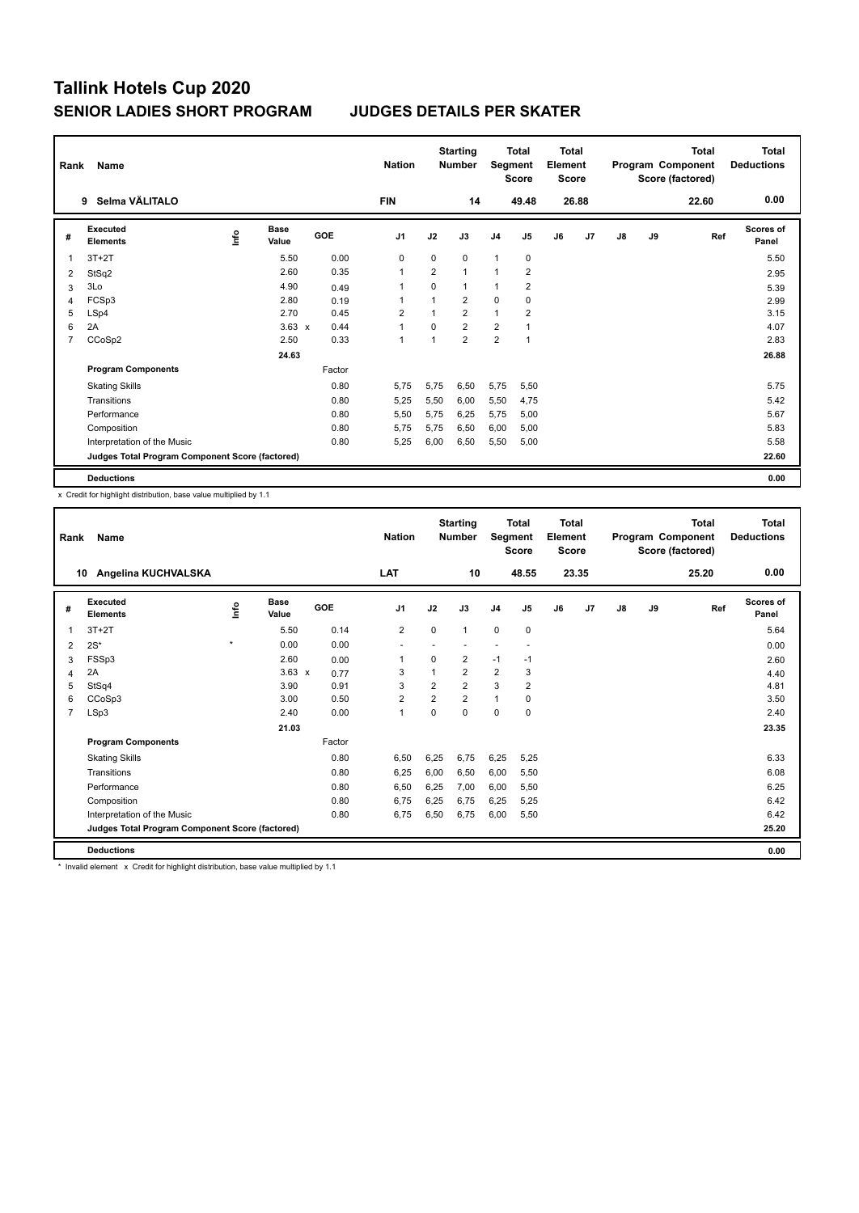# Tallink Hotels Cup 2020

## SENIOR LADIES SHORT PROGRAM JUDGES DETAILS PER SKATER

| Rank | Name | Nation | Starting Number | Total Segment Score | Total Element Score | Total Program Component Score (factored) | Total Deductions |
|---|---|---|---|---|---|---|---|
| 9 | Selma VÄLITALO | FIN | 14 | 49.48 | 26.88 | 22.60 | 0.00 |

| # | Executed Elements | Info | Base Value | GOE | J1 | J2 | J3 | J4 | J5 | J6 | J7 | J8 | J9 | Ref | Scores of Panel |
|---|---|---|---|---|---|---|---|---|---|---|---|---|---|---|---|
| 1 | 3T+2T | | 5.50 | 0.00 | 0 | 0 | 0 | 1 | 0 | | | | | | 5.50 |
| 2 | StSq2 | | 2.60 | 0.35 | 1 | 2 | 1 | 1 | 2 | | | | | | 2.95 |
| 3 | 3Lo | | 4.90 | 0.49 | 1 | 0 | 1 | 1 | 2 | | | | | | 5.39 |
| 4 | FCSp3 | | 2.80 | 0.19 | 1 | 1 | 2 | 0 | 0 | | | | | | 2.99 |
| 5 | LSp4 | | 2.70 | 0.45 | 2 | 1 | 2 | 1 | 2 | | | | | | 3.15 |
| 6 | 2A | | 3.63 x | 0.44 | 1 | 0 | 2 | 2 | 1 | | | | | | 4.07 |
| 7 | CCoSp2 | | 2.50 | 0.33 | 1 | 1 | 2 | 2 | 1 | | | | | | 2.83 |
| | | | 24.63 | | | | | | | | | | | | 26.88 |
| | **Program Components** | | | Factor | | | | | | | | | | | |
| | Skating Skills | | | 0.80 | 5,75 | 5,75 | 6,50 | 5,75 | 5,50 | | | | | | 5.75 |
| | Transitions | | | 0.80 | 5,25 | 5,50 | 6,00 | 5,50 | 4,75 | | | | | | 5.42 |
| | Performance | | | 0.80 | 5,50 | 5,75 | 6,25 | 5,75 | 5,00 | | | | | | 5.67 |
| | Composition | | | 0.80 | 5,75 | 5,75 | 6,50 | 6,00 | 5,00 | | | | | | 5.83 |
| | Interpretation of the Music | | | 0.80 | 5,25 | 6,00 | 6,50 | 5,50 | 5,00 | | | | | | 5.58 |
| | **Judges Total Program Component Score (factored)** | | | | | | | | | | | | | | 22.60 |
| | **Deductions** | | | | | | | | | | | | | | 0.00 |

x Credit for highlight distribution, base value multiplied by 1.1

| Rank | Name | Nation | Starting Number | Total Segment Score | Total Element Score | Total Program Component Score (factored) | Total Deductions |
|---|---|---|---|---|---|---|---|
| 10 | Angelina KUCHVALSKA | LAT | 10 | 48.55 | 23.35 | 25.20 | 0.00 |

| # | Executed Elements | Info | Base Value | GOE | J1 | J2 | J3 | J4 | J5 | J6 | J7 | J8 | J9 | Ref | Scores of Panel |
|---|---|---|---|---|---|---|---|---|---|---|---|---|---|---|---|
| 1 | 3T+2T | | 5.50 | 0.14 | 2 | 0 | 1 | 0 | 0 | | | | | | 5.64 |
| 2 | 2S* | * | 0.00 | 0.00 | - | - | - | - | - | | | | | | 0.00 |
| 3 | FSSp3 | | 2.60 | 0.00 | 1 | 0 | 2 | -1 | -1 | | | | | | 2.60 |
| 4 | 2A | | 3.63 x | 0.77 | 3 | 1 | 2 | 2 | 3 | | | | | | 4.40 |
| 5 | StSq4 | | 3.90 | 0.91 | 3 | 2 | 2 | 3 | 2 | | | | | | 4.81 |
| 6 | CCoSp3 | | 3.00 | 0.50 | 2 | 2 | 2 | 1 | 0 | | | | | | 3.50 |
| 7 | LSp3 | | 2.40 | 0.00 | 1 | 0 | 0 | 0 | 0 | | | | | | 2.40 |
| | | | 21.03 | | | | | | | | | | | | 23.35 |
| | **Program Components** | | | Factor | | | | | | | | | | | |
| | Skating Skills | | | 0.80 | 6,50 | 6,25 | 6,75 | 6,25 | 5,25 | | | | | | 6.33 |
| | Transitions | | | 0.80 | 6,25 | 6,00 | 6,50 | 6,00 | 5,50 | | | | | | 6.08 |
| | Performance | | | 0.80 | 6,50 | 6,25 | 7,00 | 6,00 | 5,50 | | | | | | 6.25 |
| | Composition | | | 0.80 | 6,75 | 6,25 | 6,75 | 6,25 | 5,25 | | | | | | 6.42 |
| | Interpretation of the Music | | | 0.80 | 6,75 | 6,50 | 6,75 | 6,00 | 5,50 | | | | | | 6.42 |
| | **Judges Total Program Component Score (factored)** | | | | | | | | | | | | | | 25.20 |
| | **Deductions** | | | | | | | | | | | | | | 0.00 |

\* Invalid element x Credit for highlight distribution, base value multiplied by 1.1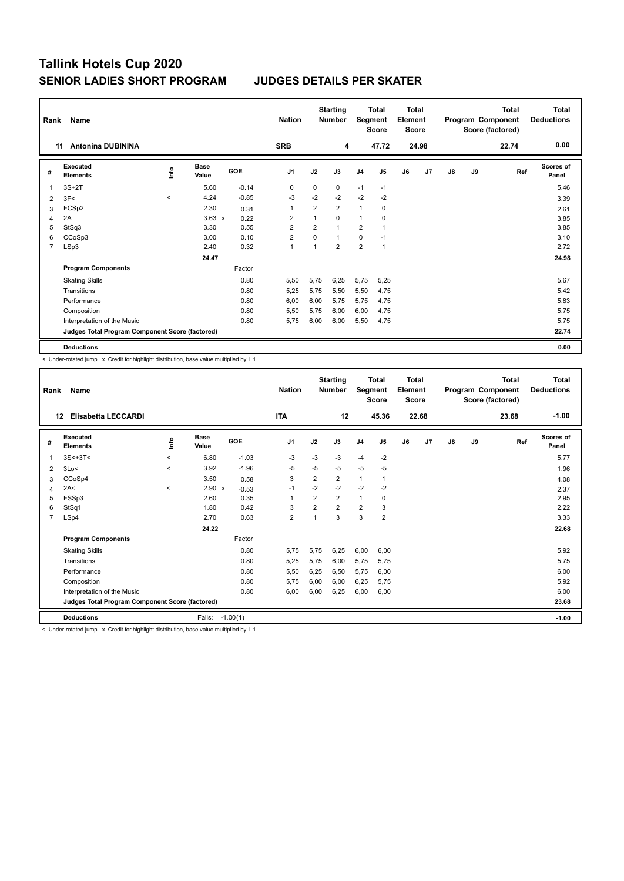# Tallink Hotels Cup 2020

## SENIOR LADIES SHORT PROGRAM JUDGES DETAILS PER SKATER

| Rank | Name | Nation | Starting Number | Total Segment Score | Total Element Score | Total Program Component Score (factored) | Total Deductions |
|---|---|---|---|---|---|---|---|
| 11 | Antonina DUBININA | SRB | 4 | 47.72 | 24.98 | 22.74 | 0.00 |

| # | Executed Elements | Info | Base Value | GOE | J1 | J2 | J3 | J4 | J5 | J6 | J7 | J8 | J9 | Ref | Scores of Panel |
|---|---|---|---|---|---|---|---|---|---|---|---|---|---|---|---|
| 1 | 3S+2T | | 5.60 | -0.14 | 0 | 0 | 0 | -1 | -1 | | | | | | 5.46 |
| 2 | 3F< | < | 4.24 | -0.85 | -3 | -2 | -2 | -2 | -2 | | | | | | 3.39 |
| 3 | FCSp2 | | 2.30 | 0.31 | 1 | 2 | 2 | 1 | 0 | | | | | | 2.61 |
| 4 | 2A | | 3.63 x | 0.22 | 2 | 1 | 0 | 1 | 0 | | | | | | 3.85 |
| 5 | StSq3 | | 3.30 | 0.55 | 2 | 2 | 1 | 2 | 1 | | | | | | 3.85 |
| 6 | CCoSp3 | | 3.00 | 0.10 | 2 | 0 | 1 | 0 | -1 | | | | | | 3.10 |
| 7 | LSp3 | | 2.40 | 0.32 | 1 | 1 | 2 | 2 | 1 | | | | | | 2.72 |
| | | | 24.47 | | | | | | | | | | | | 24.98 |
| | **Program Components** | | | Factor | | | | | | | | | | | |
| | Skating Skills | | | 0.80 | 5,50 | 5,75 | 6,25 | 5,75 | 5,25 | | | | | | 5.67 |
| | Transitions | | | 0.80 | 5,25 | 5,75 | 5,50 | 5,50 | 4,75 | | | | | | 5.42 |
| | Performance | | | 0.80 | 6,00 | 6,00 | 5,75 | 5,75 | 4,75 | | | | | | 5.83 |
| | Composition | | | 0.80 | 5,50 | 5,75 | 6,00 | 6,00 | 4,75 | | | | | | 5.75 |
| | Interpretation of the Music | | | 0.80 | 5,75 | 6,00 | 6,00 | 5,50 | 4,75 | | | | | | 5.75 |
| | **Judges Total Program Component Score (factored)** | | | | | | | | | | | | | | 22.74 |
| | **Deductions** | | | | | | | | | | | | | | 0.00 |

< Under-rotated jump x Credit for highlight distribution, base value multiplied by 1.1

| Rank | Name | Nation | Starting Number | Total Segment Score | Total Element Score | Total Program Component Score (factored) | Total Deductions |
|---|---|---|---|---|---|---|---|
| 12 | Elisabetta LECCARDI | ITA | 12 | 45.36 | 22.68 | 23.68 | -1.00 |

| # | Executed Elements | Info | Base Value | GOE | J1 | J2 | J3 | J4 | J5 | J6 | J7 | J8 | J9 | Ref | Scores of Panel |
|---|---|---|---|---|---|---|---|---|---|---|---|---|---|---|---|
| 1 | 3S<+3T< | < | 6.80 | -1.03 | -3 | -3 | -3 | -4 | -2 | | | | | | 5.77 |
| 2 | 3Lo< | < | 3.92 | -1.96 | -5 | -5 | -5 | -5 | -5 | | | | | | 1.96 |
| 3 | CCoSp4 | | 3.50 | 0.58 | 3 | 2 | 2 | 1 | 1 | | | | | | 4.08 |
| 4 | 2A< | < | 2.90 x | -0.53 | -1 | -2 | -2 | -2 | -2 | | | | | | 2.37 |
| 5 | FSSp3 | | 2.60 | 0.35 | 1 | 2 | 2 | 1 | 0 | | | | | | 2.95 |
| 6 | StSq1 | | 1.80 | 0.42 | 3 | 2 | 2 | 2 | 3 | | | | | | 2.22 |
| 7 | LSp4 | | 2.70 | 0.63 | 2 | 1 | 3 | 3 | 2 | | | | | | 3.33 |
| | | | 24.22 | | | | | | | | | | | | 22.68 |
| | **Program Components** | | | Factor | | | | | | | | | | | |
| | Skating Skills | | | 0.80 | 5,75 | 5,75 | 6,25 | 6,00 | 6,00 | | | | | | 5.92 |
| | Transitions | | | 0.80 | 5,25 | 5,75 | 6,00 | 5,75 | 5,75 | | | | | | 5.75 |
| | Performance | | | 0.80 | 5,50 | 6,25 | 6,50 | 5,75 | 6,00 | | | | | | 6.00 |
| | Composition | | | 0.80 | 5,75 | 6,00 | 6,00 | 6,25 | 5,75 | | | | | | 5.92 |
| | Interpretation of the Music | | | 0.80 | 6,00 | 6,00 | 6,25 | 6,00 | 6,00 | | | | | | 6.00 |
| | **Judges Total Program Component Score (factored)** | | | | | | | | | | | | | | 23.68 |
| | **Deductions** | | Falls: | -1.00(1) | | | | | | | | | | | -1.00 |

< Under-rotated jump x Credit for highlight distribution, base value multiplied by 1.1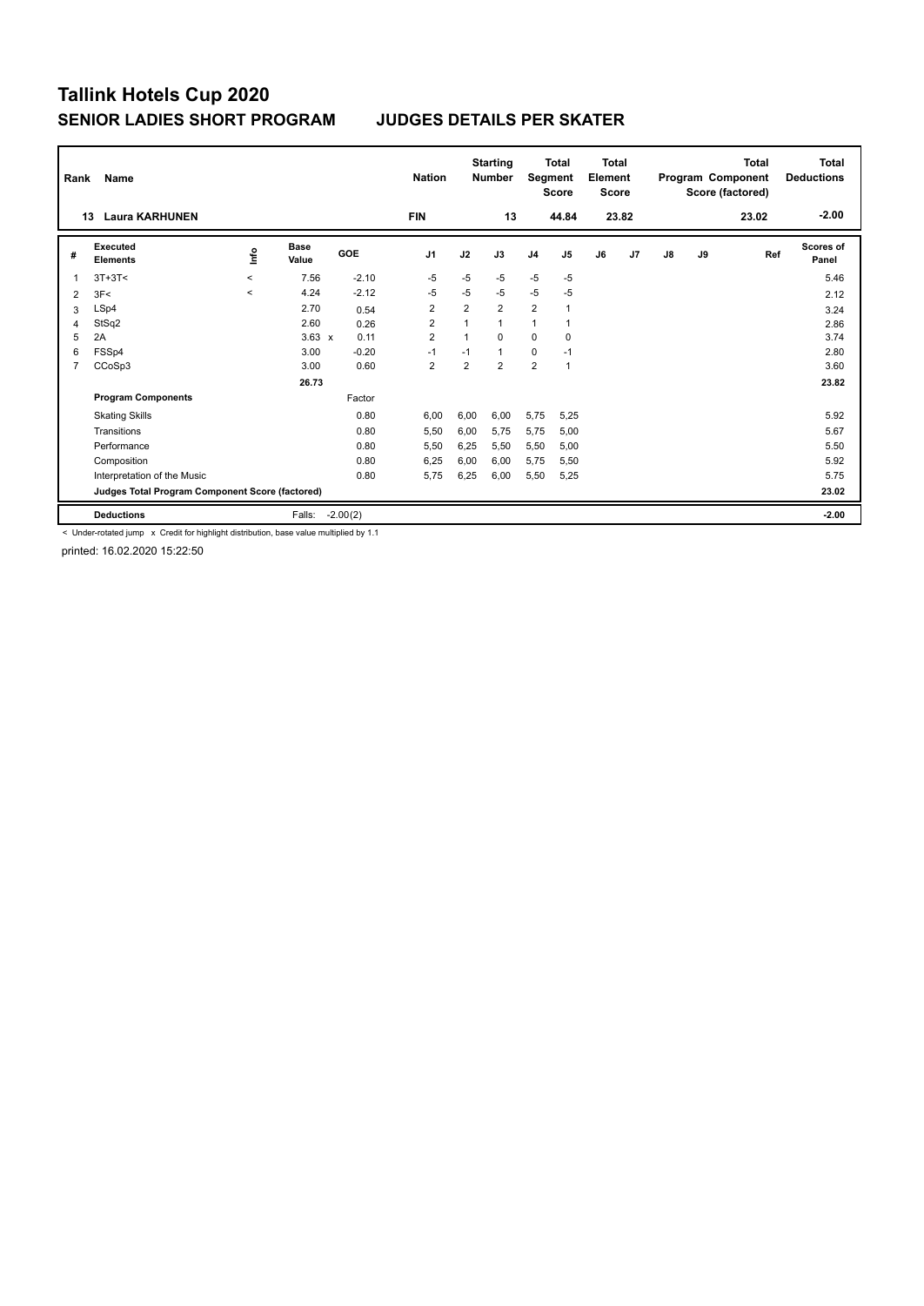# Tallink Hotels Cup 2020

## SENIOR LADIES SHORT PROGRAM JUDGES DETAILS PER SKATER

| Rank | Name | Nation | Starting Number | Total Segment Score | Total Element Score | Total Program Component Score (factored) | Total Deductions |
|---|---|---|---|---|---|---|---|
| 13 | Laura KARHUNEN | FIN | 13 | 44.84 | 23.82 | 23.02 | -2.00 |

| # | Executed Elements | Info | Base Value | | GOE | J1 | J2 | J3 | J4 | J5 | J6 | J7 | J8 | J9 | Ref | Scores of Panel |
|---|---|---|---|---|---|---|---|---|---|---|---|---|---|---|---|---|
| 1 | 3T+3T< | < | 7.56 | | -2.10 | -5 | -5 | -5 | -5 | -5 | | | | | | 5.46 |
| 2 | 3F< | < | 4.24 | | -2.12 | -5 | -5 | -5 | -5 | -5 | | | | | | 2.12 |
| 3 | LSp4 | | 2.70 | | 0.54 | 2 | 2 | 2 | 2 | 1 | | | | | | 3.24 |
| 4 | StSq2 | | 2.60 | | 0.26 | 2 | 1 | 1 | 1 | 1 | | | | | | 2.86 |
| 5 | 2A | | 3.63 | x | 0.11 | 2 | 1 | 0 | 0 | 0 | | | | | | 3.74 |
| 6 | FSSp4 | | 3.00 | | -0.20 | -1 | -1 | 1 | 0 | -1 | | | | | | 2.80 |
| 7 | CCoSp3 | | 3.00 | | 0.60 | 2 | 2 | 2 | 2 | 1 | | | | | | 3.60 |
| | | | 26.73 | | | | | | | | | | | | | 23.82 |
| | **Program Components** | | | | Factor | | | | | | | | | | | |
| | Skating Skills | | | | 0.80 | 6,00 | 6,00 | 6,00 | 5,75 | 5,25 | | | | | | 5.92 |
| | Transitions | | | | 0.80 | 5,50 | 6,00 | 5,75 | 5,75 | 5,00 | | | | | | 5.67 |
| | Performance | | | | 0.80 | 5,50 | 6,25 | 5,50 | 5,50 | 5,00 | | | | | | 5.50 |
| | Composition | | | | 0.80 | 6,25 | 6,00 | 6,00 | 5,75 | 5,50 | | | | | | 5.92 |
| | Interpretation of the Music | | | | 0.80 | 5,75 | 6,25 | 6,00 | 5,50 | 5,25 | | | | | | 5.75 |
| | **Judges Total Program Component Score (factored)** | | | | | | | | | | | | | | | 23.02 |
| | **Deductions** | | Falls: | | -2.00(2) | | | | | | | | | | | -2.00 |

< Under-rotated jump x Credit for highlight distribution, base value multiplied by 1.1

printed: 16.02.2020 15:22:50